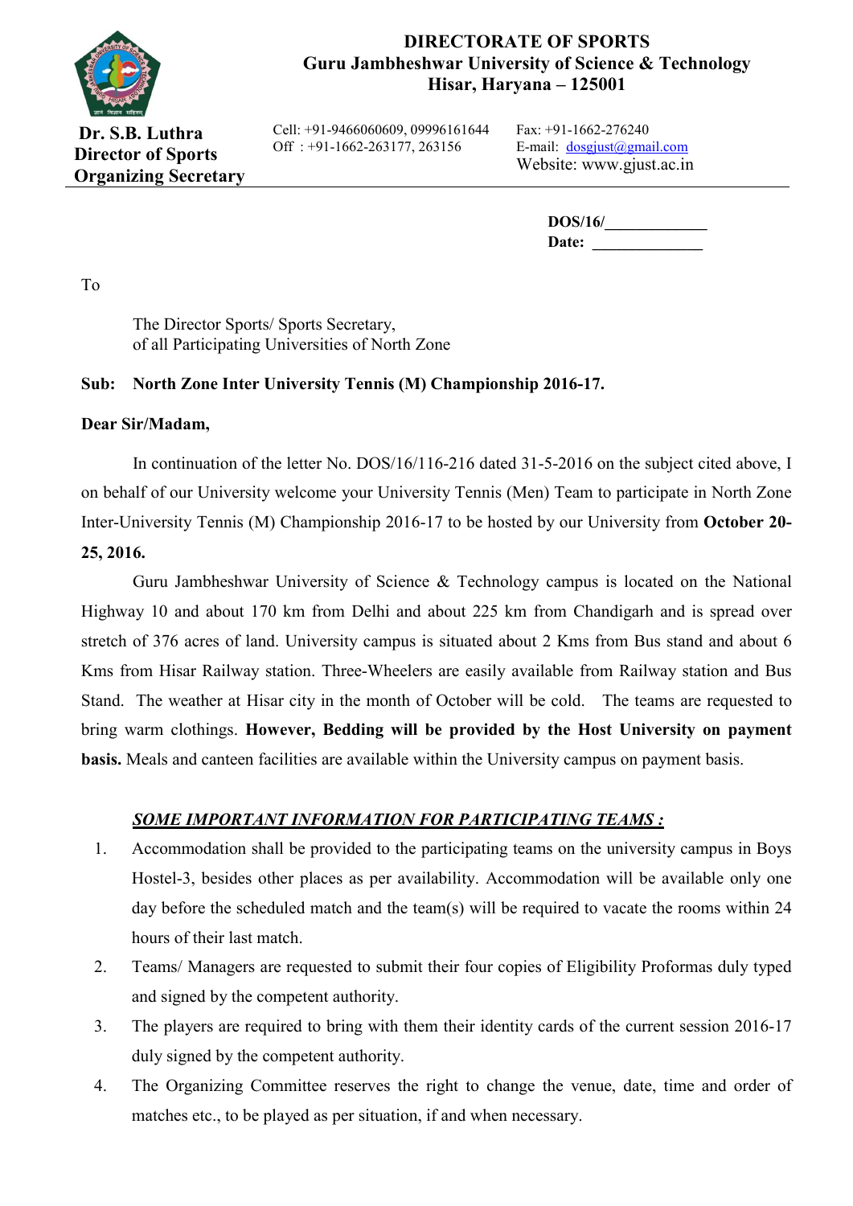# DIRECTORATE OF SPORTS
## Guru Jambheshwar University of Science & Technology
## Hisar, Haryana – 125001

**Dr. S.B. Luthra**
**Director of Sports**
**Organizing Secretary**

Cell: +91-9466060609, 09996161644
Off : +91-1662-263177, 263156

Fax: +91-1662-276240
E-mail: dosgjust@gmail.com
Website: www.gjust.ac.in

**DOS/16/\_\_\_\_\_\_\_\_\_\_\_\_\_**
**Date: \_\_\_\_\_\_\_\_\_\_\_\_\_\_**

To

The Director Sports/ Sports Secretary,
of all Participating Universities of North Zone

**Sub: North Zone Inter University Tennis (M) Championship 2016-17.**

**Dear Sir/Madam,**

In continuation of the letter No. DOS/16/116-216 dated 31-5-2016 on the subject cited above, I on behalf of our University welcome your University Tennis (Men) Team to participate in North Zone Inter-University Tennis (M) Championship 2016-17 to be hosted by our University from **October 20-25, 2016.**

Guru Jambheshwar University of Science & Technology campus is located on the National Highway 10 and about 170 km from Delhi and about 225 km from Chandigarh and is spread over stretch of 376 acres of land. University campus is situated about 2 Kms from Bus stand and about 6 Kms from Hisar Railway station. Three-Wheelers are easily available from Railway station and Bus Stand. The weather at Hisar city in the month of October will be cold. The teams are requested to bring warm clothings. **However, Bedding will be provided by the Host University on payment basis.** Meals and canteen facilities are available within the University campus on payment basis.

***SOME IMPORTANT INFORMATION FOR PARTICIPATING TEAMS :***

1. Accommodation shall be provided to the participating teams on the university campus in Boys Hostel-3, besides other places as per availability. Accommodation will be available only one day before the scheduled match and the team(s) will be required to vacate the rooms within 24 hours of their last match.
2. Teams/ Managers are requested to submit their four copies of Eligibility Proformas duly typed and signed by the competent authority.
3. The players are required to bring with them their identity cards of the current session 2016-17 duly signed by the competent authority.
4. The Organizing Committee reserves the right to change the venue, date, time and order of matches etc., to be played as per situation, if and when necessary.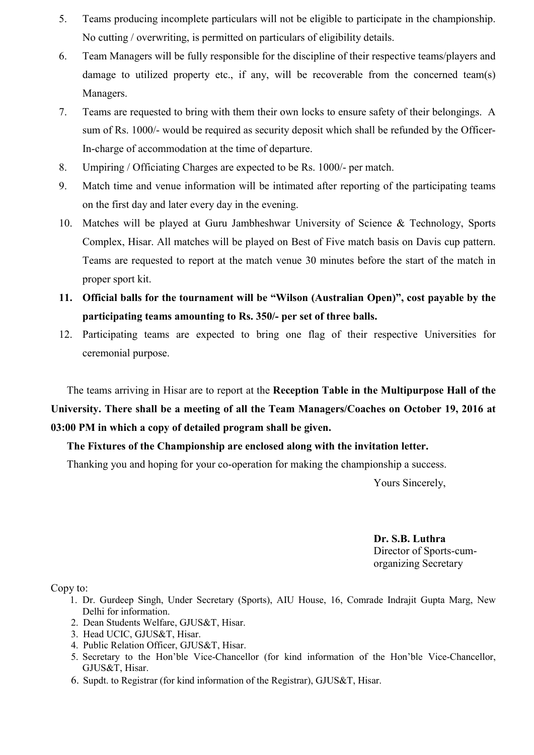5. Teams producing incomplete particulars will not be eligible to participate in the championship. No cutting / overwriting, is permitted on particulars of eligibility details.
6. Team Managers will be fully responsible for the discipline of their respective teams/players and damage to utilized property etc., if any, will be recoverable from the concerned team(s) Managers.
7. Teams are requested to bring with them their own locks to ensure safety of their belongings. A sum of Rs. 1000/- would be required as security deposit which shall be refunded by the Officer-In-charge of accommodation at the time of departure.
8. Umpiring / Officiating Charges are expected to be Rs. 1000/- per match.
9. Match time and venue information will be intimated after reporting of the participating teams on the first day and later every day in the evening.
10. Matches will be played at Guru Jambheshwar University of Science & Technology, Sports Complex, Hisar. All matches will be played on Best of Five match basis on Davis cup pattern. Teams are requested to report at the match venue 30 minutes before the start of the match in proper sport kit.
11. **Official balls for the tournament will be "Wilson (Australian Open)", cost payable by the participating teams amounting to Rs. 350/- per set of three balls.**
12. Participating teams are expected to bring one flag of their respective Universities for ceremonial purpose.

The teams arriving in Hisar are to report at the **Reception Table in the Multipurpose Hall of the University. There shall be a meeting of all the Team Managers/Coaches on October 19, 2016 at 03:00 PM in which a copy of detailed program shall be given.**

**The Fixtures of the Championship are enclosed along with the invitation letter.**

Thanking you and hoping for your co-operation for making the championship a success.

Yours Sincerely,

**Dr. S.B. Luthra**
Director of Sports-cum-organizing Secretary

Copy to:

1. Dr. Gurdeep Singh, Under Secretary (Sports), AIU House, 16, Comrade Indrajit Gupta Marg, New Delhi for information.
2. Dean Students Welfare, GJUS&T, Hisar.
3. Head UCIC, GJUS&T, Hisar.
4. Public Relation Officer, GJUS&T, Hisar.
5. Secretary to the Hon'ble Vice-Chancellor (for kind information of the Hon'ble Vice-Chancellor, GJUS&T, Hisar.
6. Supdt. to Registrar (for kind information of the Registrar), GJUS&T, Hisar.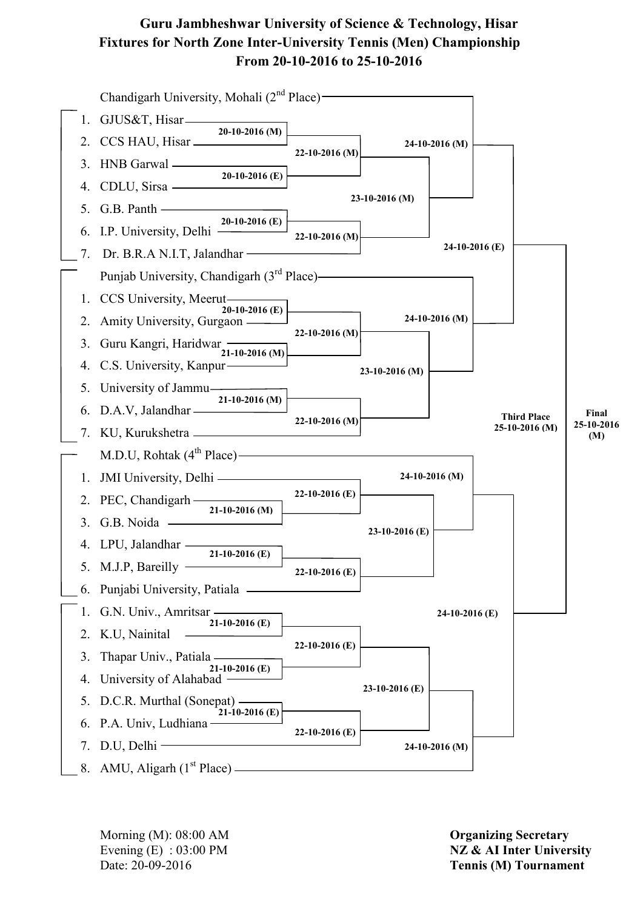# Guru Jambheshwar University of Science & Technology, Hisar

## Fixtures for North Zone Inter-University Tennis (Men) Championship

## From 20-10-2016 to 25-10-2016

Chandigarh University, Mohali (2nd Place)

1. GJUS&T, Hisar
2. CCS HAU, Hisar
3. HNB Garwal
4. CDLU, Sirsa
5. G.B. Panth
6. I.P. University, Delhi
7. Dr. B.R.A N.I.T, Jalandhar

Punjab University, Chandigarh (3rd Place)

1. CCS University, Meerut
2. Amity University, Gurgaon
3. Guru Kangri, Haridwar
4. C.S. University, Kanpur
5. University of Jammu
6. D.A.V, Jalandhar
7. KU, Kurukshetra

M.D.U, Rohtak (4th Place)

1. JMI University, Delhi
2. PEC, Chandigarh
3. G.B. Noida
4. LPU, Jalandhar
5. M.J.P, Bareilly
6. Punjabi University, Patiala

1. G.N. Univ., Amritsar
2. K.U, Nainital
3. Thapar Univ., Patiala
4. University of Alahabad
5. D.C.R. Murthal (Sonepat)
6. P.A. Univ, Ludhiana
7. D.U, Delhi
8. AMU, Aligarh (1st Place)

20-10-2016 (M)

20-10-2016 (E)

20-10-2016 (E)

20-10-2016 (E)

21-10-2016 (M)

21-10-2016 (M)

21-10-2016 (M)

21-10-2016 (E)

21-10-2016 (E)

21-10-2016 (E)

21-10-2016 (E)

22-10-2016 (M)

22-10-2016 (M)

22-10-2016 (M)

22-10-2016 (M)

22-10-2016 (E)

22-10-2016 (E)

22-10-2016 (E)

22-10-2016 (E)

23-10-2016 (M)

23-10-2016 (M)

23-10-2016 (E)

23-10-2016 (E)

24-10-2016 (M)

24-10-2016 (M)

24-10-2016 (M)

24-10-2016 (M)

24-10-2016 (E)

24-10-2016 (E)

Third Place
25-10-2016 (M)

Final
25-10-2016
(M)

Morning (M): 08:00 AM
Evening (E) : 03:00 PM
Date: 20-09-2016

**Organizing Secretary**
**NZ & AI Inter University**
**Tennis (M) Tournament**